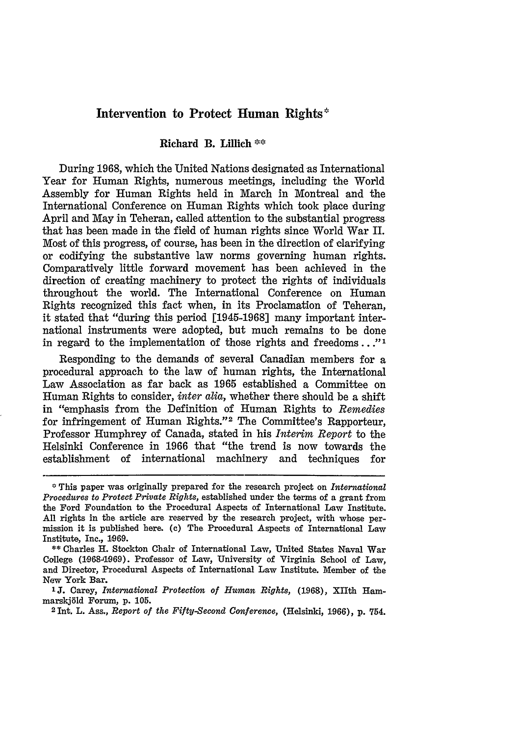# Intervention to Protect Human Rights*

**Richard B. Lillich****

During 1968, which the United Nations designated as International Year for Human Rights, numerous meetings, including the World Assembly for Human Rights held in March in Montreal and the International Conference on Human Rights which took place during April and May in Teheran, called attention to the substantial progress that has been made in the field of human rights since World War II. Most of this progress, of course, has been in the direction of clarifying or codifying the substantive law norms governing human rights. Comparatively little forward movement has been achieved in the direction of creating machinery to protect the rights of individuals throughout the world. The International Conference on Human Rights recognized this fact when, in its Proclamation of Teheran, it stated that "during this period [1945-1968] many important international instruments were adopted, but much remains to be done in regard to the implementation of those rights and freedoms..."[1]

Responding to the demands of several Canadian members for a procedural approach to the law of human rights, the International Law Association as far back as 1965 established a Committee on Human Rights to consider, *inter alia*, whether there should be a shift in "emphasis from the Definition of Human Rights to *Remedies* for infringement of Human Rights."[2] The Committee's Rapporteur, Professor Humphrey of Canada, stated in his *Interim Report* to the Helsinki Conference in 1966 that "the trend is now towards the establishment of international machinery and techniques for

---

* This paper was originally prepared for the research project on *International Procedures to Protect Private Rights*, established under the terms of a grant from the Ford Foundation to the Procedural Aspects of International Law Institute. All rights in the article are reserved by the research project, with whose permission it is published here. (c) The Procedural Aspects of International Law Institute, Inc., 1969.

** Charles H. Stockton Chair of International Law, United States Naval War College (1968-1969). Professor of Law, University of Virginia School of Law, and Director, Procedural Aspects of International Law Institute. Member of the New York Bar.

[1] J. Carey, *International Protection of Human Rights*, (1968), XIIth Hammarskjöld Forum, p. 105.

[2] Int. L. Ass., *Report of the Fifty-Second Conference*, (Helsinki, 1966), p. 754.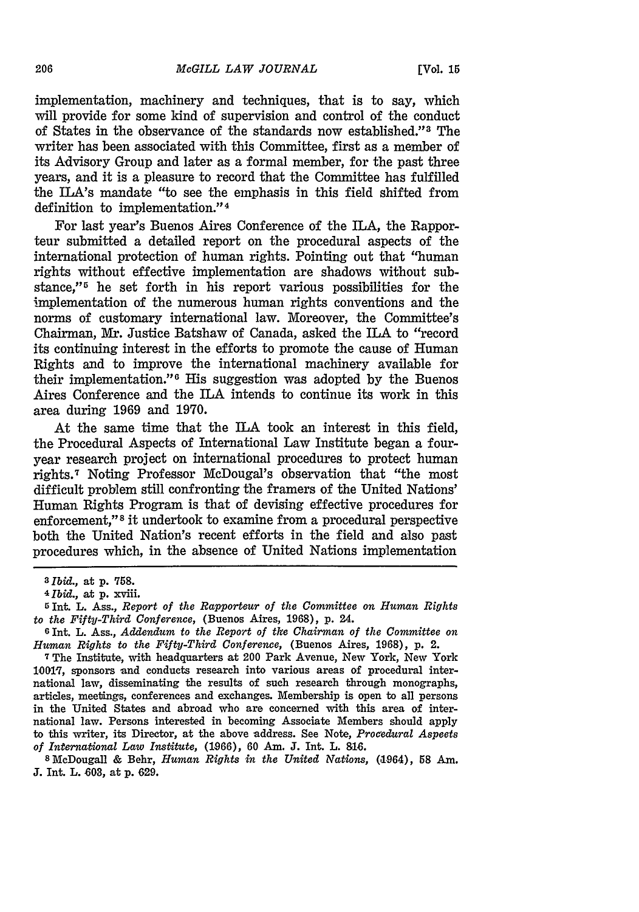implementation, machinery and techniques, that is to say, which will provide for some kind of supervision and control of the conduct of States in the observance of the standards now established."[3] The writer has been associated with this Committee, first as a member of its Advisory Group and later as a formal member, for the past three years, and it is a pleasure to record that the Committee has fulfilled the ILA's mandate "to see the emphasis in this field shifted from definition to implementation."[4]

For last year's Buenos Aires Conference of the ILA, the Rapporteur submitted a detailed report on the procedural aspects of the international protection of human rights. Pointing out that "human rights without effective implementation are shadows without substance,"[5] he set forth in his report various possibilities for the implementation of the numerous human rights conventions and the norms of customary international law. Moreover, the Committee's Chairman, Mr. Justice Batshaw of Canada, asked the ILA to "record its continuing interest in the efforts to promote the cause of Human Rights and to improve the international machinery available for their implementation."[6] His suggestion was adopted by the Buenos Aires Conference and the ILA intends to continue its work in this area during 1969 and 1970.

At the same time that the ILA took an interest in this field, the Procedural Aspects of International Law Institute began a four-year research project on international procedures to protect human rights.[7] Noting Professor McDougal's observation that "the most difficult problem still confronting the framers of the United Nations' Human Rights Program is that of devising effective procedures for enforcement,"[8] it undertook to examine from a procedural perspective both the United Nation's recent efforts in the field and also past procedures which, in the absence of United Nations implementation

---

[3] *Ibid.*, at p. 758.

[4] *Ibid.*, at p. xviii.

[5] Int. L. Ass., *Report of the Rapporteur of the Committee on Human Rights to the Fifty-Third Conference*, (Buenos Aires, 1968), p. 24.

[6] Int. L. Ass., *Addendum to the Report of the Chairman of the Committee on Human Rights to the Fifty-Third Conference*, (Buenos Aires, 1968), p. 2.

[7] The Institute, with headquarters at 200 Park Avenue, New York, New York 10017, sponsors and conducts research into various areas of procedural international law, disseminating the results of such research through monographs, articles, meetings, conferences and exchanges. Membership is open to all persons in the United States and abroad who are concerned with this area of international law. Persons interested in becoming Associate Members should apply to this writer, its Director, at the above address. See Note, *Procedural Aspects of International Law Institute*, (1966), 60 Am. J. Int. L. 816.

[8] McDougall & Behr, *Human Rights in the United Nations*, (1964), 58 Am. J. Int. L. 603, at p. 629.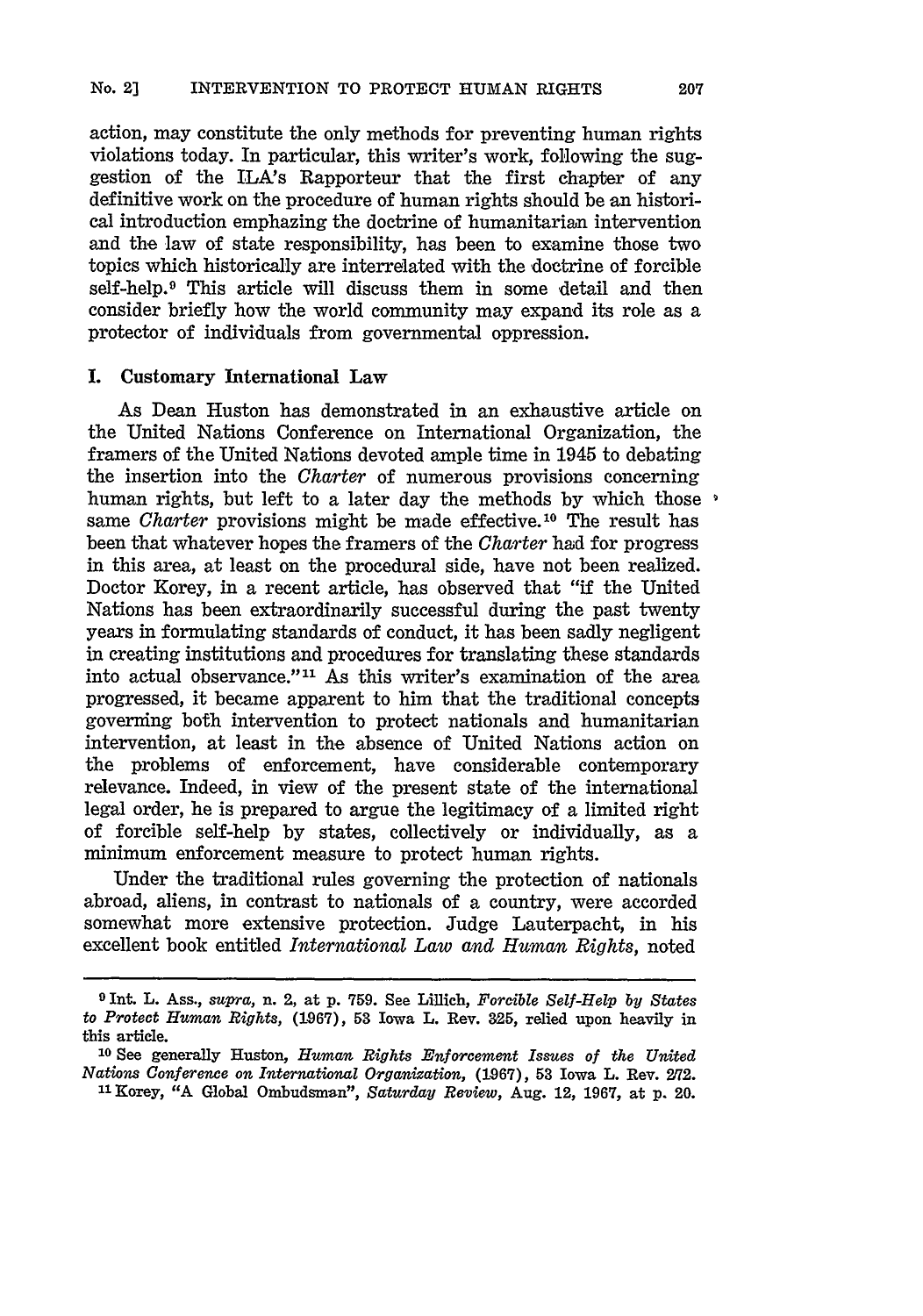action, may constitute the only methods for preventing human rights violations today. In particular, this writer's work, following the suggestion of the ILA's Rapporteur that the first chapter of any definitive work on the procedure of human rights should be an historical introduction emphazing the doctrine of humanitarian intervention and the law of state responsibility, has been to examine those two topics which historically are interrelated with the doctrine of forcible self-help.[9] This article will discuss them in some detail and then consider briefly how the world community may expand its role as a protector of individuals from governmental oppression.

## I. Customary International Law

As Dean Huston has demonstrated in an exhaustive article on the United Nations Conference on International Organization, the framers of the United Nations devoted ample time in 1945 to debating the insertion into the *Charter* of numerous provisions concerning human rights, but left to a later day the methods by which those same *Charter* provisions might be made effective.[10] The result has been that whatever hopes the framers of the *Charter* had for progress in this area, at least on the procedural side, have not been realized. Doctor Korey, in a recent article, has observed that "if the United Nations has been extraordinarily successful during the past twenty years in formulating standards of conduct, it has been sadly negligent in creating institutions and procedures for translating these standards into actual observance."[11] As this writer's examination of the area progressed, it became apparent to him that the traditional concepts governing both intervention to protect nationals and humanitarian intervention, at least in the absence of United Nations action on the problems of enforcement, have considerable contemporary relevance. Indeed, in view of the present state of the international legal order, he is prepared to argue the legitimacy of a limited right of forcible self-help by states, collectively or individually, as a minimum enforcement measure to protect human rights.

Under the traditional rules governing the protection of nationals abroad, aliens, in contrast to nationals of a country, were accorded somewhat more extensive protection. Judge Lauterpacht, in his excellent book entitled *International Law and Human Rights*, noted

---

[9] Int. L. Ass., *supra*, n. 2, at p. 759. See Lillich, *Forcible Self-Help by States to Protect Human Rights*, (1967), 53 Iowa L. Rev. 325, relied upon heavily in this article.

[10] See generally Huston, *Human Rights Enforcement Issues of the United Nations Conference on International Organization*, (1967), 53 Iowa L. Rev. 272.

[11] Korey, "A Global Ombudsman", *Saturday Review*, Aug. 12, 1967, at p. 20.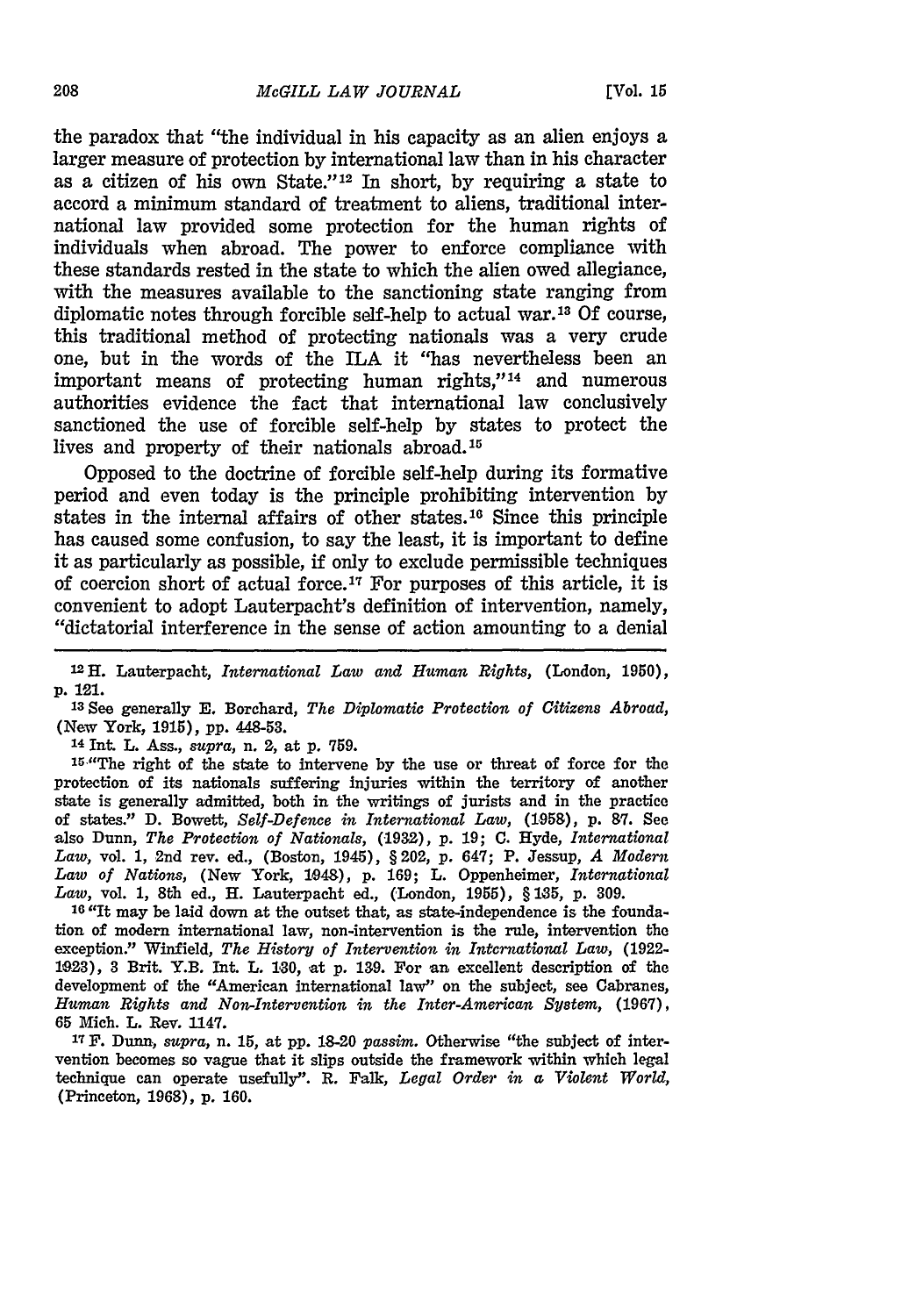the paradox that "the individual in his capacity as an alien enjoys a larger measure of protection by international law than in his character as a citizen of his own State."[12] In short, by requiring a state to accord a minimum standard of treatment to aliens, traditional international law provided some protection for the human rights of individuals when abroad. The power to enforce compliance with these standards rested in the state to which the alien owed allegiance, with the measures available to the sanctioning state ranging from diplomatic notes through forcible self-help to actual war.[13] Of course, this traditional method of protecting nationals was a very crude one, but in the words of the ILA it "has nevertheless been an important means of protecting human rights,"[14] and numerous authorities evidence the fact that international law conclusively sanctioned the use of forcible self-help by states to protect the lives and property of their nationals abroad.[15]

Opposed to the doctrine of forcible self-help during its formative period and even today is the principle prohibiting intervention by states in the internal affairs of other states.[16] Since this principle has caused some confusion, to say the least, it is important to define it as particularly as possible, if only to exclude permissible techniques of coercion short of actual force.[17] For purposes of this article, it is convenient to adopt Lauterpacht's definition of intervention, namely, "dictatorial interference in the sense of action amounting to a denial

---

[12] H. Lauterpacht, *International Law and Human Rights*, (London, 1950), p. 121.

[13] See generally E. Borchard, *The Diplomatic Protection of Citizens Abroad*, (New York, 1915), pp. 448-53.

[14] Int. L. Ass., *supra*, n. 2, at p. 759.

[15] "The right of the state to intervene by the use or threat of force for the protection of its nationals suffering injuries within the territory of another state is generally admitted, both in the writings of jurists and in the practice of states." D. Bowett, *Self-Defence in International Law*, (1958), p. 87. See also Dunn, *The Protection of Nationals*, (1932), p. 19; C. Hyde, *International Law*, vol. 1, 2nd rev. ed., (Boston, 1945), § 202, p. 647; P. Jessup, *A Modern Law of Nations*, (New York, 1948), p. 169; L. Oppenheimer, *International Law*, vol. 1, 8th ed., H. Lauterpacht ed., (London, 1955), § 135, p. 309.

[16] "It may be laid down at the outset that, as state-independence is the foundation of modern international law, non-intervention is the rule, intervention the exception." Winfield, *The History of Intervention in International Law*, (1922-1923), 3 Brit. Y.B. Int. L. 130, at p. 139. For an excellent description of the development of the "American international law" on the subject, see Cabranes, *Human Rights and Non-Intervention in the Inter-American System*, (1967), 65 Mich. L. Rev. 1147.

[17] F. Dunn, *supra*, n. 15, at pp. 18-20 *passim*. Otherwise "the subject of intervention becomes so vague that it slips outside the framework within which legal technique can operate usefully". R. Falk, *Legal Order in a Violent World*, (Princeton, 1968), p. 160.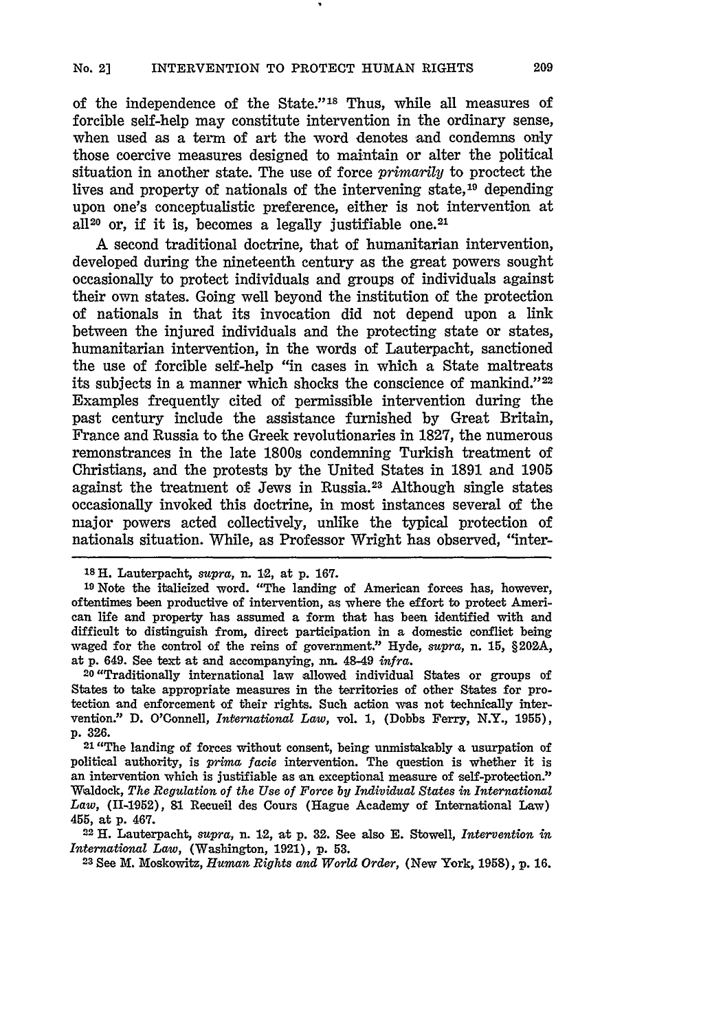of the independence of the State."[18] Thus, while all measures of forcible self-help may constitute intervention in the ordinary sense, when used as a term of art the word denotes and condemns only those coercive measures designed to maintain or alter the political situation in another state. The use of force *primarily* to proctect the lives and property of nationals of the intervening state,[19] depending upon one's conceptualistic preference, either is not intervention at all[20] or, if it is, becomes a legally justifiable one.[21]

A second traditional doctrine, that of humanitarian intervention, developed during the nineteenth century as the great powers sought occasionally to protect individuals and groups of individuals against their own states. Going well beyond the institution of the protection of nationals in that its invocation did not depend upon a link between the injured individuals and the protecting state or states, humanitarian intervention, in the words of Lauterpacht, sanctioned the use of forcible self-help "in cases in which a State maltreats its subjects in a manner which shocks the conscience of mankind."[22] Examples frequently cited of permissible intervention during the past century include the assistance furnished by Great Britain, France and Russia to the Greek revolutionaries in 1827, the numerous remonstrances in the late 1800s condemning Turkish treatment of Christians, and the protests by the United States in 1891 and 1905 against the treatment of Jews in Russia.[23] Although single states occasionally invoked this doctrine, in most instances several of the major powers acted collectively, unlike the typical protection of nationals situation. While, as Professor Wright has observed, "inter-

---

[18] H. Lauterpacht, *supra*, n. 12, at p. 167.

[19] Note the italicized word. "The landing of American forces has, however, oftentimes been productive of intervention, as where the effort to protect American life and property has assumed a form that has been identified with and difficult to distinguish from, direct participation in a domestic conflict being waged for the control of the reins of government." Hyde, *supra*, n. 15, §202A, at p. 649. See text at and accompanying, nn. 48-49 *infra*.

[20] "Traditionally international law allowed individual States or groups of States to take appropriate measures in the territories of other States for protection and enforcement of their rights. Such action was not technically intervention." D. O'Connell, *International Law*, vol. 1, (Dobbs Ferry, N.Y., 1955), p. 326.

[21] "The landing of forces without consent, being unmistakably a usurpation of political authority, is *prima facie* intervention. The question is whether it is an intervention which is justifiable as an exceptional measure of self-protection." Waldock, *The Regulation of the Use of Force by Individual States in International Law*, (II-1952), 81 Recueil des Cours (Hague Academy of International Law) 455, at p. 467.

[22] H. Lauterpacht, *supra*, n. 12, at p. 32. See also E. Stowell, *Intervention in International Law*, (Washington, 1921), p. 53.

[23] See M. Moskowitz, *Human Rights and World Order*, (New York, 1958), p. 16.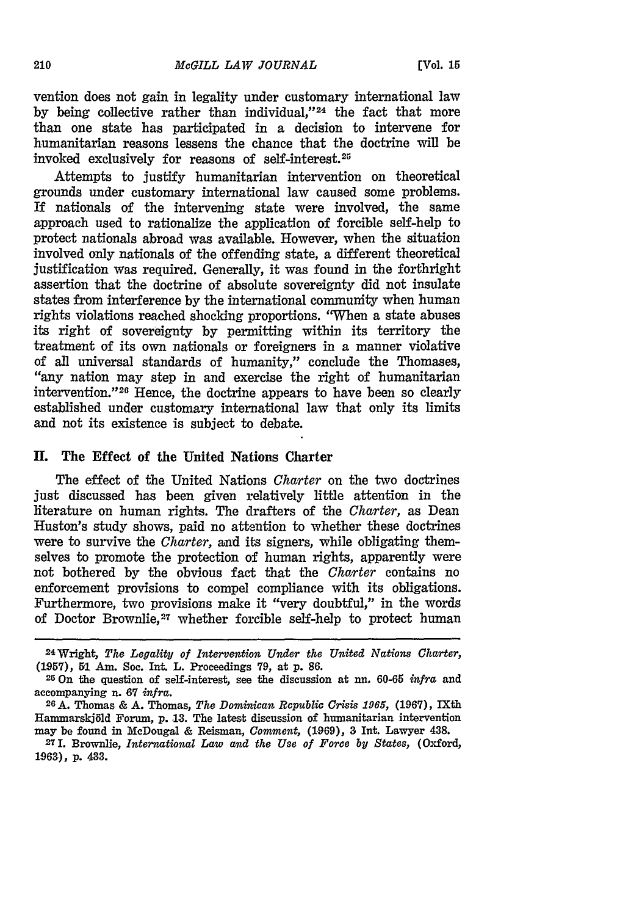vention does not gain in legality under customary international law by being collective rather than individual,"[24] the fact that more than one state has participated in a decision to intervene for humanitarian reasons lessens the chance that the doctrine will be invoked exclusively for reasons of self-interest.[25]

Attempts to justify humanitarian intervention on theoretical grounds under customary international law caused some problems. If nationals of the intervening state were involved, the same approach used to rationalize the application of forcible self-help to protect nationals abroad was available. However, when the situation involved only nationals of the offending state, a different theoretical justification was required. Generally, it was found in the forthright assertion that the doctrine of absolute sovereignty did not insulate states from interference by the international community when human rights violations reached shocking proportions. "When a state abuses its right of sovereignty by permitting within its territory the treatment of its own nationals or foreigners in a manner violative of all universal standards of humanity," conclude the Thomases, "any nation may step in and exercise the right of humanitarian intervention."[26] Hence, the doctrine appears to have been so clearly established under customary international law that only its limits and not its existence is subject to debate.

## II. The Effect of the United Nations Charter

The effect of the United Nations *Charter* on the two doctrines just discussed has been given relatively little attention in the literature on human rights. The drafters of the *Charter*, as Dean Huston's study shows, paid no attention to whether these doctrines were to survive the *Charter*, and its signers, while obligating themselves to promote the protection of human rights, apparently were not bothered by the obvious fact that the *Charter* contains no enforcement provisions to compel compliance with its obligations. Furthermore, two provisions make it "very doubtful," in the words of Doctor Brownlie,[27] whether forcible self-help to protect human

---

[24] Wright, *The Legality of Intervention Under the United Nations Charter*, (1957), 51 Am. Soc. Int. L. Proceedings 79, at p. 86.

[25] On the question of self-interest, see the discussion at nn. 60-65 *infra* and accompanying n. 67 *infra*.

[26] A. Thomas & A. Thomas, *The Dominican Republic Crisis 1965*, (1967), IXth Hammarskjöld Forum, p. 13. The latest discussion of humanitarian intervention may be found in McDougal & Reisman, *Comment*, (1969), 3 Int. Lawyer 438.

[27] I. Brownlie, *International Law and the Use of Force by States*, (Oxford, 1963), p. 433.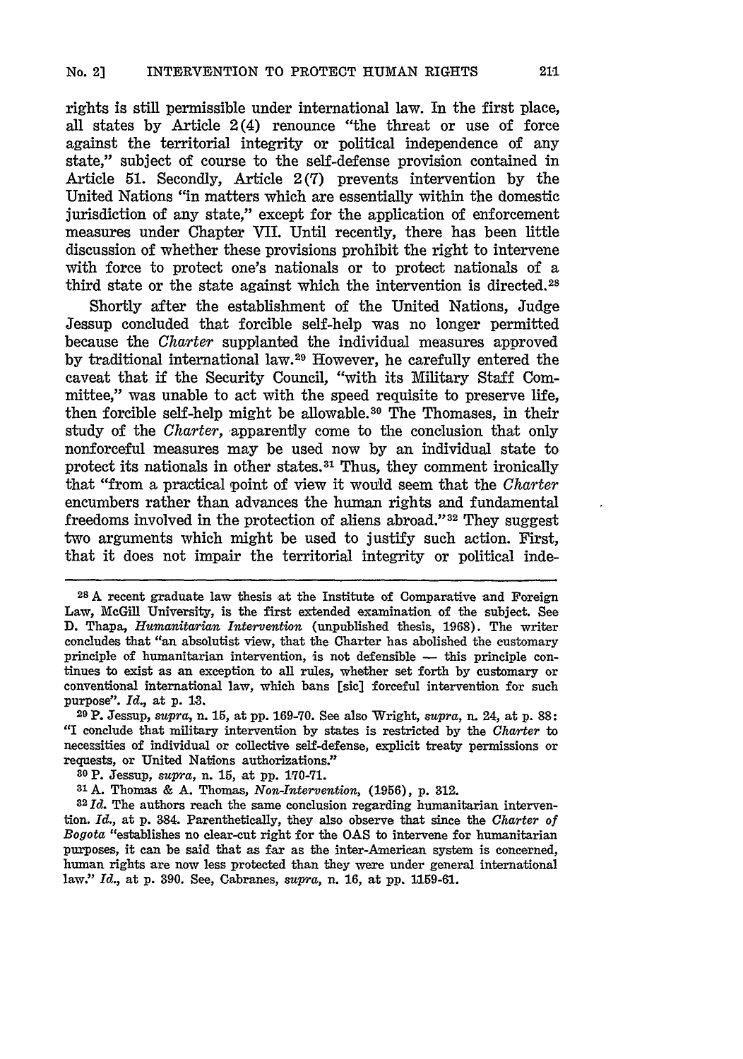rights is still permissible under international law. In the first place, all states by Article 2(4) renounce "the threat or use of force against the territorial integrity or political independence of any state," subject of course to the self-defense provision contained in Article 51. Secondly, Article 2(7) prevents intervention by the United Nations "in matters which are essentially within the domestic jurisdiction of any state," except for the application of enforcement measures under Chapter VII. Until recently, there has been little discussion of whether these provisions prohibit the right to intervene with force to protect one's nationals or to protect nationals of a third state or the state against which the intervention is directed.[28]

Shortly after the establishment of the United Nations, Judge Jessup concluded that forcible self-help was no longer permitted because the *Charter* supplanted the individual measures approved by traditional international law.[29] However, he carefully entered the caveat that if the Security Council, "with its Military Staff Committee," was unable to act with the speed requisite to preserve life, then forcible self-help might be allowable.[30] The Thomases, in their study of the *Charter*, apparently come to the conclusion that only nonforceful measures may be used now by an individual state to protect its nationals in other states.[31] Thus, they comment ironically that "from a practical point of view it would seem that the *Charter* encumbers rather than advances the human rights and fundamental freedoms involved in the protection of aliens abroad."[32] They suggest two arguments which might be used to justify such action. First, that it does not impair the territorial integrity or political inde-

---

[28] A recent graduate law thesis at the Institute of Comparative and Foreign Law, McGill University, is the first extended examination of the subject. See D. Thapa, *Humanitarian Intervention* (unpublished thesis, 1968). The writer concludes that "an absolutist view, that the Charter has abolished the customary principle of humanitarian intervention, is not defensible — this principle continues to exist as an exception to all rules, whether set forth by customary or conventional international law, which bans [sic] forceful intervention for such purpose". *Id.*, at p. 13.

[29] P. Jessup, *supra*, n. 15, at pp. 169-70. See also Wright, *supra*, n. 24, at p. 88: "I conclude that military intervention by states is restricted by the *Charter* to necessities of individual or collective self-defense, explicit treaty permissions or requests, or United Nations authorizations."

[30] P. Jessup, *supra*, n. 15, at pp. 170-71.

[31] A. Thomas & A. Thomas, *Non-Intervention*, (1956), p. 312.

[32] *Id.* The authors reach the same conclusion regarding humanitarian intervention. *Id.*, at p. 384. Parenthetically, they also observe that since the *Charter of Bogota* "establishes no clear-cut right for the OAS to intervene for humanitarian purposes, it can be said that as far as the inter-American system is concerned, human rights are now less protected than they were under general international law." *Id.*, at p. 390. See, Cabranes, *supra*, n. 16, at pp. 1159-61.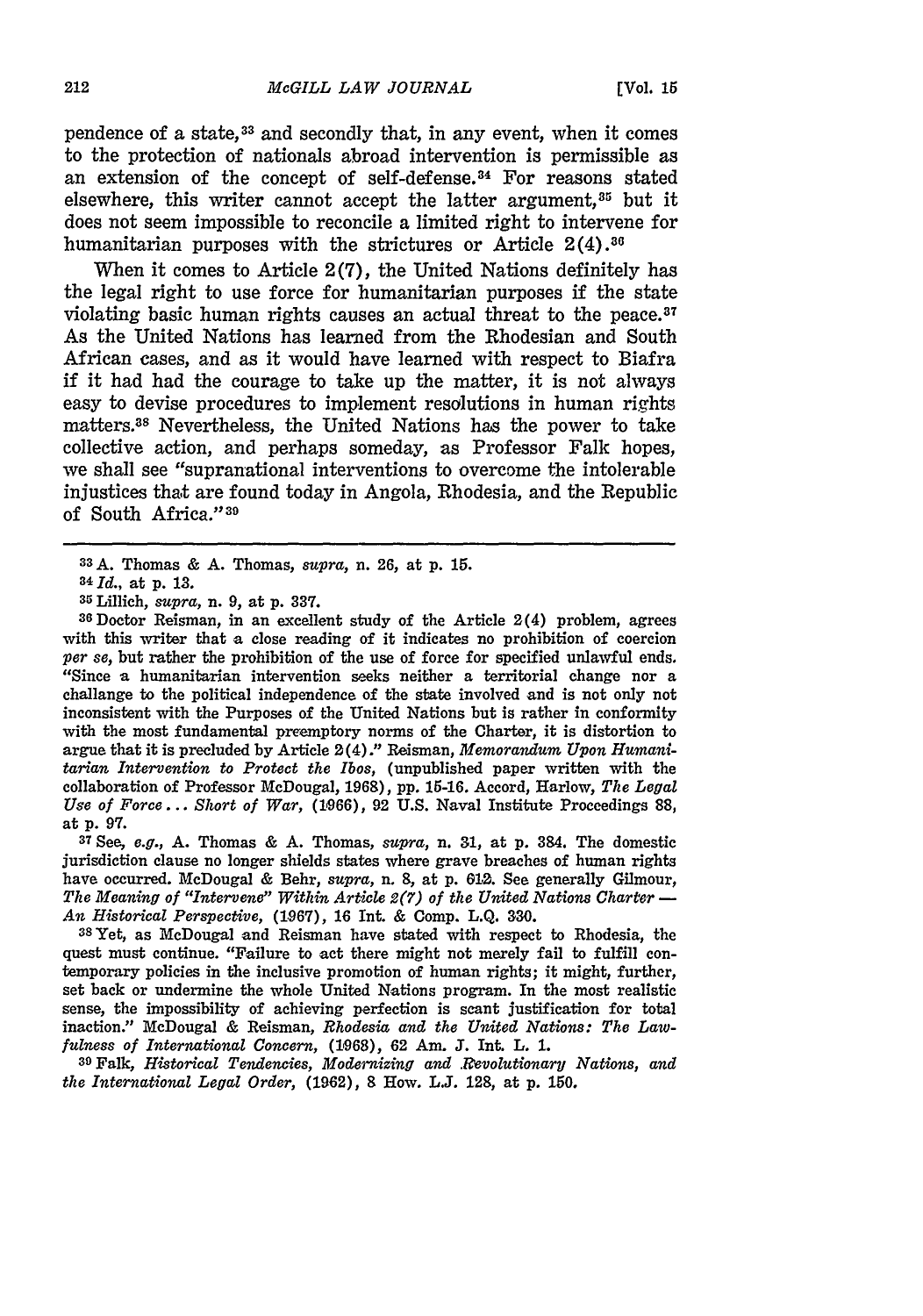pendence of a state,[33] and secondly that, in any event, when it comes to the protection of nationals abroad intervention is permissible as an extension of the concept of self-defense.[34] For reasons stated elsewhere, this writer cannot accept the latter argument,[35] but it does not seem impossible to reconcile a limited right to intervene for humanitarian purposes with the strictures or Article 2(4).[36]

When it comes to Article 2(7), the United Nations definitely has the legal right to use force for humanitarian purposes if the state violating basic human rights causes an actual threat to the peace.[37] As the United Nations has learned from the Rhodesian and South African cases, and as it would have learned with respect to Biafra if it had had the courage to take up the matter, it is not always easy to devise procedures to implement resolutions in human rights matters.[38] Nevertheless, the United Nations has the power to take collective action, and perhaps someday, as Professor Falk hopes, we shall see "supranational interventions to overcome the intolerable injustices that are found today in Angola, Rhodesia, and the Republic of South Africa."[39]

---

[33] A. Thomas & A. Thomas, *supra*, n. 26, at p. 15.

[34] *Id.*, at p. 13.

[35] Lillich, *supra*, n. 9, at p. 337.

[36] Doctor Reisman, in an excellent study of the Article 2(4) problem, agrees with this writer that a close reading of it indicates no prohibition of coercion *per se*, but rather the prohibition of the use of force for specified unlawful ends. "Since a humanitarian intervention seeks neither a territorial change nor a challange to the political independence of the state involved and is not only not inconsistent with the Purposes of the United Nations but is rather in conformity with the most fundamental preemptory norms of the Charter, it is distortion to argue that it is precluded by Article 2(4)." Reisman, *Memorandum Upon Humanitarian Intervention to Protect the Ibos*, (unpublished paper written with the collaboration of Professor McDougal, 1968), pp. 15-16. Accord, Harlow, *The Legal Use of Force... Short of War*, (1966), 92 U.S. Naval Institute Proceedings 88, at p. 97.

[37] See, *e.g.*, A. Thomas & A. Thomas, *supra*, n. 31, at p. 384. The domestic jurisdiction clause no longer shields states where grave breaches of human rights have occurred. McDougal & Behr, *supra*, n. 8, at p. 612. See generally Gilmour, *The Meaning of "Intervene" Within Article 2(7) of the United Nations Charter — An Historical Perspective*, (1967), 16 Int. & Comp. L.Q. 330.

[38] Yet, as McDougal and Reisman have stated with respect to Rhodesia, the quest must continue. "Failure to act there might not merely fail to fulfill contemporary policies in the inclusive promotion of human rights; it might, further, set back or undermine the whole United Nations program. In the most realistic sense, the impossibility of achieving perfection is scant justification for total inaction." McDougal & Reisman, *Rhodesia and the United Nations: The Lawfulness of International Concern*, (1968), 62 Am. J. Int. L. 1.

[39] Falk, *Historical Tendencies, Modernizing and Revolutionary Nations, and the International Legal Order*, (1962), 8 How. L.J. 128, at p. 150.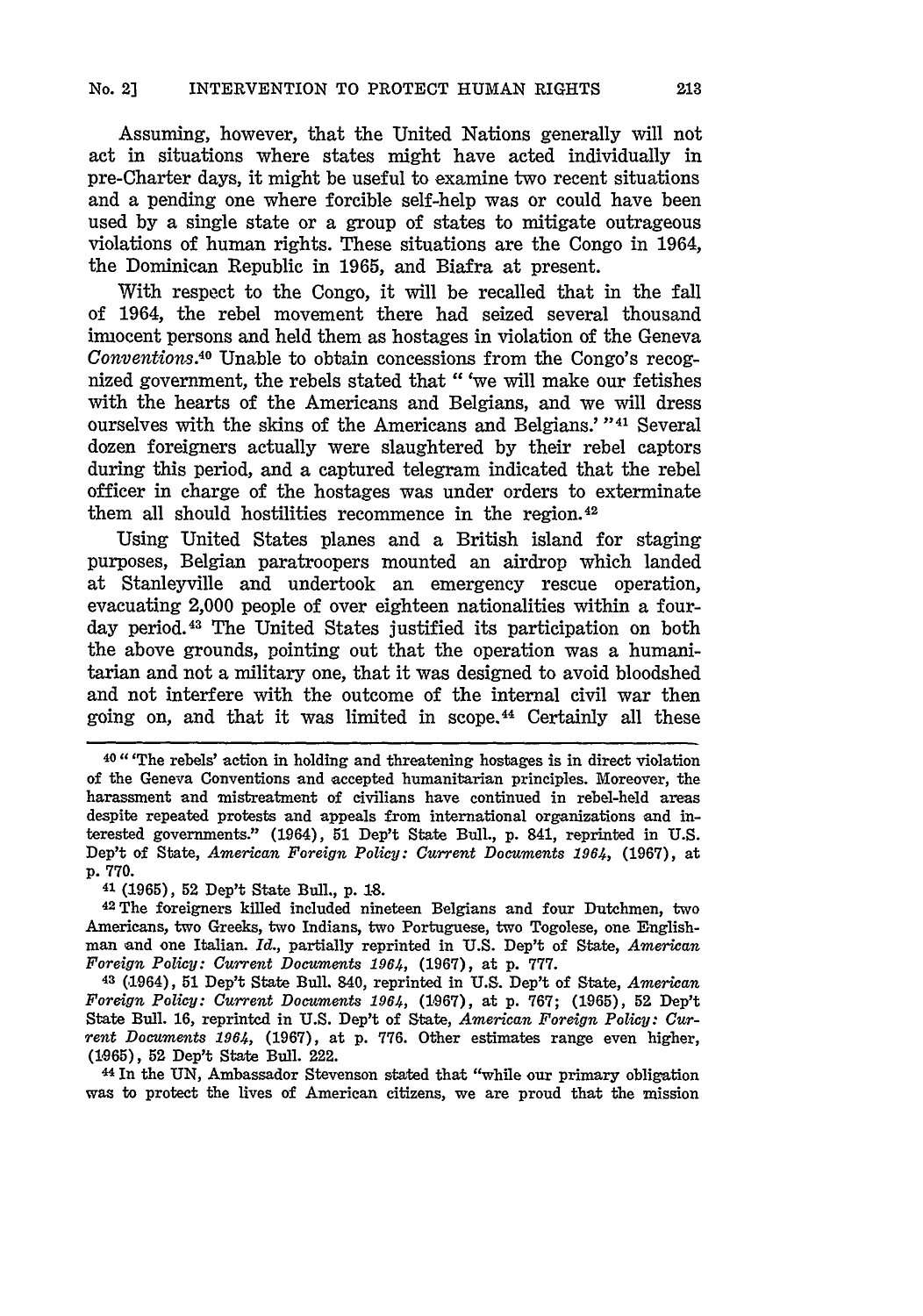Assuming, however, that the United Nations generally will not act in situations where states might have acted individually in pre-Charter days, it might be useful to examine two recent situations and a pending one where forcible self-help was or could have been used by a single state or a group of states to mitigate outrageous violations of human rights. These situations are the Congo in 1964, the Dominican Republic in 1965, and Biafra at present.

With respect to the Congo, it will be recalled that in the fall of 1964, the rebel movement there had seized several thousand innocent persons and held them as hostages in violation of the Geneva *Conventions*.[40] Unable to obtain concessions from the Congo's recognized government, the rebels stated that " 'we will make our fetishes with the hearts of the Americans and Belgians, and we will dress ourselves with the skins of the Americans and Belgians.' "[41] Several dozen foreigners actually were slaughtered by their rebel captors during this period, and a captured telegram indicated that the rebel officer in charge of the hostages was under orders to exterminate them all should hostilities recommence in the region.[42]

Using United States planes and a British island for staging purposes, Belgian paratroopers mounted an airdrop which landed at Stanleyville and undertook an emergency rescue operation, evacuating 2,000 people of over eighteen nationalities within a four-day period.[43] The United States justified its participation on both the above grounds, pointing out that the operation was a humanitarian and not a military one, that it was designed to avoid bloodshed and not interfere with the outcome of the internal civil war then going on, and that it was limited in scope.[44] Certainly all these

---

[40] " 'The rebels' action in holding and threatening hostages is in direct violation of the Geneva Conventions and accepted humanitarian principles. Moreover, the harassment and mistreatment of civilians have continued in rebel-held areas despite repeated protests and appeals from international organizations and interested governments." (1964), 51 Dep't State Bull., p. 841, reprinted in U.S. Dep't of State, *American Foreign Policy: Current Documents 1964*, (1967), at p. 770.

[41] (1965), 52 Dep't State Bull., p. 18.

[42] The foreigners killed included nineteen Belgians and four Dutchmen, two Americans, two Greeks, two Indians, two Portuguese, two Togolese, one Englishman and one Italian. *Id.*, partially reprinted in U.S. Dep't of State, *American Foreign Policy: Current Documents 1964*, (1967), at p. 777.

[43] (1964), 51 Dep't State Bull. 840, reprinted in U.S. Dep't of State, *American Foreign Policy: Current Documents 1964*, (1967), at p. 767; (1965), 52 Dep't State Bull. 16, reprinted in U.S. Dep't of State, *American Foreign Policy: Current Documents 1964*, (1967), at p. 776. Other estimates range even higher, (1965), 52 Dep't State Bull. 222.

[44] In the UN, Ambassador Stevenson stated that "while our primary obligation was to protect the lives of American citizens, we are proud that the mission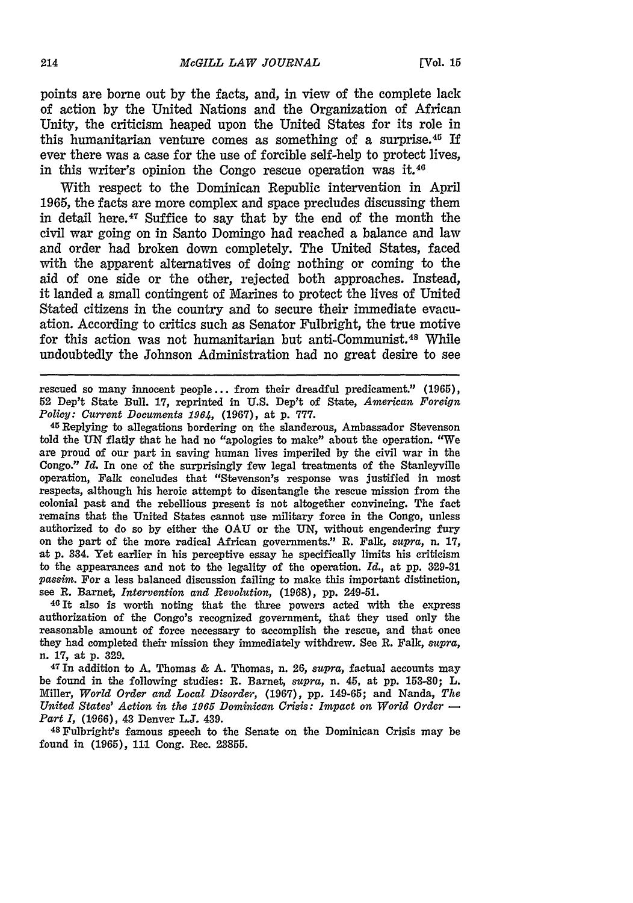points are borne out by the facts, and, in view of the complete lack of action by the United Nations and the Organization of African Unity, the criticism heaped upon the United States for its role in this humanitarian venture comes as something of a surprise.[45] If ever there was a case for the use of forcible self-help to protect lives, in this writer's opinion the Congo rescue operation was it.[46]

With respect to the Dominican Republic intervention in April 1965, the facts are more complex and space precludes discussing them in detail here.[47] Suffice to say that by the end of the month the civil war going on in Santo Domingo had reached a balance and law and order had broken down completely. The United States, faced with the apparent alternatives of doing nothing or coming to the aid of one side or the other, rejected both approaches. Instead, it landed a small contingent of Marines to protect the lives of United Stated citizens in the country and to secure their immediate evacuation. According to critics such as Senator Fulbright, the true motive for this action was not humanitarian but anti-Communist.[48] While undoubtedly the Johnson Administration had no great desire to see

---

rescued so many innocent people... from their dreadful predicament." (1965), 52 Dep't State Bull. 17, reprinted in U.S. Dep't of State, *American Foreign Policy: Current Documents 1964*, (1967), at p. 777.

[45] Replying to allegations bordering on the slanderous, Ambassador Stevenson told the UN flatly that he had no "apologies to make" about the operation. "We are proud of our part in saving human lives imperiled by the civil war in the Congo." *Id.* In one of the surprisingly few legal treatments of the Stanleyville operation, Falk concludes that "Stevenson's response was justified in most respects, although his heroic attempt to disentangle the rescue mission from the colonial past and the rebellious present is not altogether convincing. The fact remains that the United States cannot use military force in the Congo, unless authorized to do so by either the OAU or the UN, without engendering fury on the part of the more radical African governments." R. Falk, *supra*, n. 17, at p. 334. Yet earlier in his perceptive essay he specifically limits his criticism to the appearances and not to the legality of the operation. *Id.*, at pp. 329-31 *passim*. For a less balanced discussion failing to make this important distinction, see R. Barnet, *Intervention and Revolution*, (1968), pp. 249-51.

[46] It also is worth noting that the three powers acted with the express authorization of the Congo's recognized government, that they used only the reasonable amount of force necessary to accomplish the rescue, and that once they had completed their mission they immediately withdrew. See R. Falk, *supra*, n. 17, at p. 329.

[47] In addition to A. Thomas & A. Thomas, n. 26, *supra*, factual accounts may be found in the following studies: R. Barnet, *supra*, n. 45, at pp. 153-80; L. Miller, *World Order and Local Disorder*, (1967), pp. 149-65; and Nanda, *The United States' Action in the 1965 Dominican Crisis: Impact on World Order — Part I*, (1966), 43 Denver L.J. 439.

[48] Fulbright's famous speech to the Senate on the Dominican Crisis may be found in (1965), 111 Cong. Rec. 23855.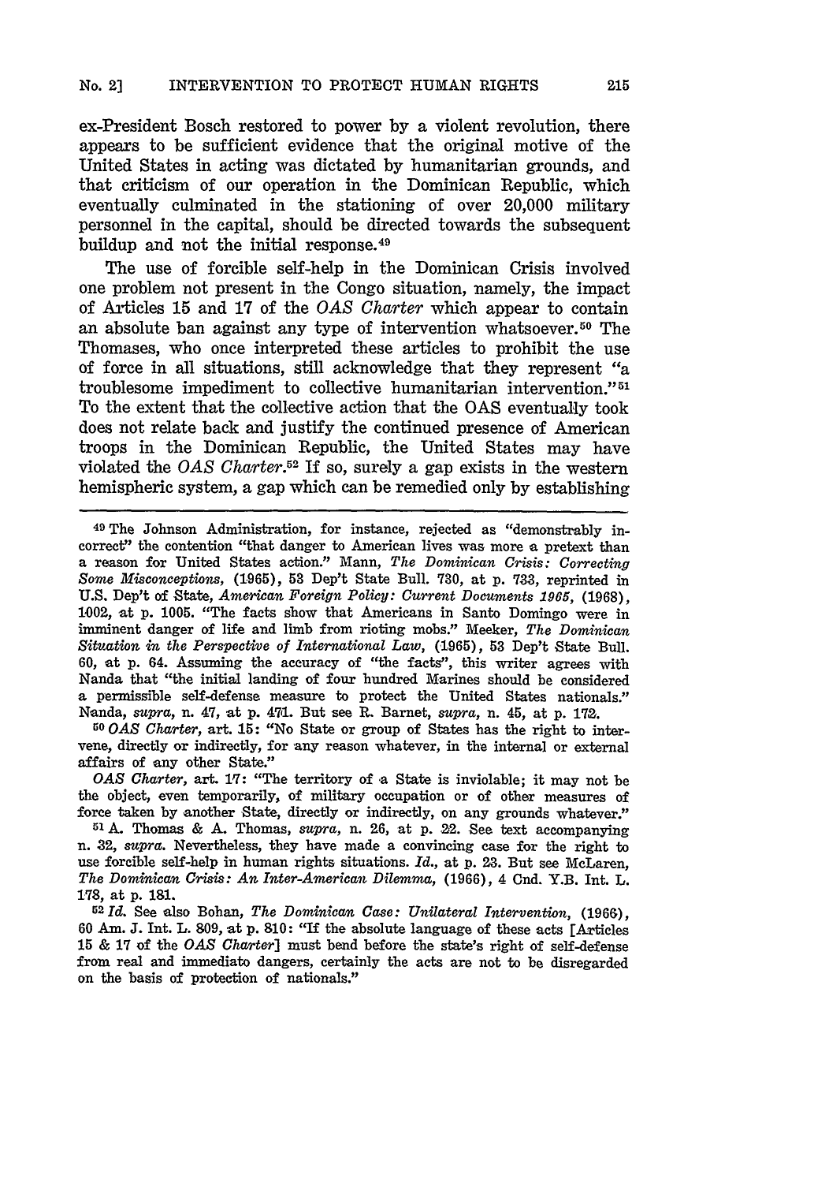ex-President Bosch restored to power by a violent revolution, there appears to be sufficient evidence that the original motive of the United States in acting was dictated by humanitarian grounds, and that criticism of our operation in the Dominican Republic, which eventually culminated in the stationing of over 20,000 military personnel in the capital, should be directed towards the subsequent buildup and not the initial response.[49]

The use of forcible self-help in the Dominican Crisis involved one problem not present in the Congo situation, namely, the impact of Articles 15 and 17 of the *OAS Charter* which appear to contain an absolute ban against any type of intervention whatsoever.[50] The Thomases, who once interpreted these articles to prohibit the use of force in all situations, still acknowledge that they represent "a troublesome impediment to collective humanitarian intervention."[51] To the extent that the collective action that the OAS eventually took does not relate back and justify the continued presence of American troops in the Dominican Republic, the United States may have violated the *OAS Charter*.[52] If so, surely a gap exists in the western hemispheric system, a gap which can be remedied only by establishing

---

[49] The Johnson Administration, for instance, rejected as "demonstrably incorrect" the contention "that danger to American lives was more a pretext than a reason for United States action." Mann, *The Dominican Crisis: Correcting Some Misconceptions*, (1965), 53 Dep't State Bull. 730, at p. 733, reprinted in U.S. Dep't of State, *American Foreign Policy: Current Documents 1965*, (1968), 1002, at p. 1005. "The facts show that Americans in Santo Domingo were in imminent danger of life and limb from rioting mobs." Meeker, *The Dominican Situation in the Perspective of International Law*, (1965), 53 Dep't State Bull. 60, at p. 64. Assuming the accuracy of "the facts", this writer agrees with Nanda that "the initial landing of four hundred Marines should be considered a permissible self-defense measure to protect the United States nationals." Nanda, *supra*, n. 47, at p. 471. But see R. Barnet, *supra*, n. 45, at p. 172.

[50] *OAS Charter*, art. 15: "No State or group of States has the right to intervene, directly or indirectly, for any reason whatever, in the internal or external affairs of any other State."

*OAS Charter*, art. 17: "The territory of a State is inviolable; it may not be the object, even temporarily, of military occupation or of other measures of force taken by another State, directly or indirectly, on any grounds whatever."

[51] A. Thomas & A. Thomas, *supra*, n. 26, at p. 22. See text accompanying n. 32, *supra*. Nevertheless, they have made a convincing case for the right to use forcible self-help in human rights situations. *Id.*, at p. 23. But see McLaren, *The Dominican Crisis: An Inter-American Dilemma*, (1966), 4 Cnd. Y.B. Int. L. 178, at p. 181.

[52] *Id.* See also Bohan, *The Dominican Case: Unilateral Intervention*, (1966), 60 Am. J. Int. L. 809, at p. 810: "If the absolute language of these acts [Articles 15 & 17 of the *OAS Charter*] must bend before the state's right of self-defense from real and immediato dangers, certainly the acts are not to be disregarded on the basis of protection of nationals."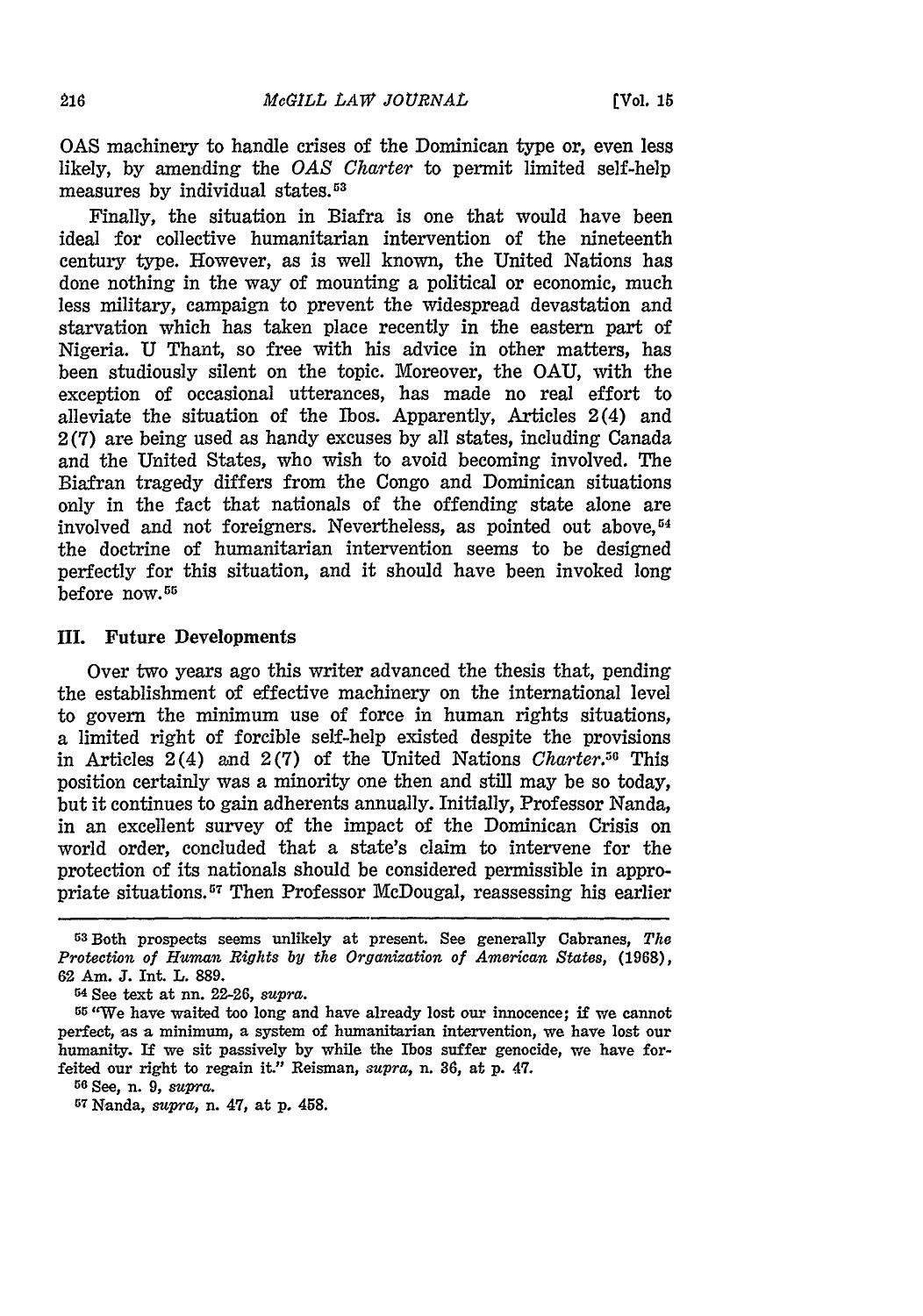OAS machinery to handle crises of the Dominican type or, even less likely, by amending the *OAS Charter* to permit limited self-help measures by individual states.[53]

Finally, the situation in Biafra is one that would have been ideal for collective humanitarian intervention of the nineteenth century type. However, as is well known, the United Nations has done nothing in the way of mounting a political or economic, much less military, campaign to prevent the widespread devastation and starvation which has taken place recently in the eastern part of Nigeria. U Thant, so free with his advice in other matters, has been studiously silent on the topic. Moreover, the OAU, with the exception of occasional utterances, has made no real effort to alleviate the situation of the Ibos. Apparently, Articles 2(4) and 2(7) are being used as handy excuses by all states, including Canada and the United States, who wish to avoid becoming involved. The Biafran tragedy differs from the Congo and Dominican situations only in the fact that nationals of the offending state alone are involved and not foreigners. Nevertheless, as pointed out above,[54] the doctrine of humanitarian intervention seems to be designed perfectly for this situation, and it should have been invoked long before now.[55]

## III. Future Developments

Over two years ago this writer advanced the thesis that, pending the establishment of effective machinery on the international level to govern the minimum use of force in human rights situations, a limited right of forcible self-help existed despite the provisions in Articles 2(4) and 2(7) of the United Nations *Charter*.[56] This position certainly was a minority one then and still may be so today, but it continues to gain adherents annually. Initially, Professor Nanda, in an excellent survey of the impact of the Dominican Crisis on world order, concluded that a state's claim to intervene for the protection of its nationals should be considered permissible in appropriate situations.[57] Then Professor McDougal, reassessing his earlier

---

[53] Both prospects seems unlikely at present. See generally Cabranes, *The Protection of Human Rights by the Organization of American States*, (1968), 62 Am. J. Int. L. 889.

[54] See text at nn. 22-26, *supra*.

[55] "We have waited too long and have already lost our innocence; if we cannot perfect, as a minimum, a system of humanitarian intervention, we have lost our humanity. If we sit passively by while the Ibos suffer genocide, we have forfeited our right to regain it." Reisman, *supra*, n. 36, at p. 47.

[56] See, n. 9, *supra*.

[57] Nanda, *supra*, n. 47, at p. 458.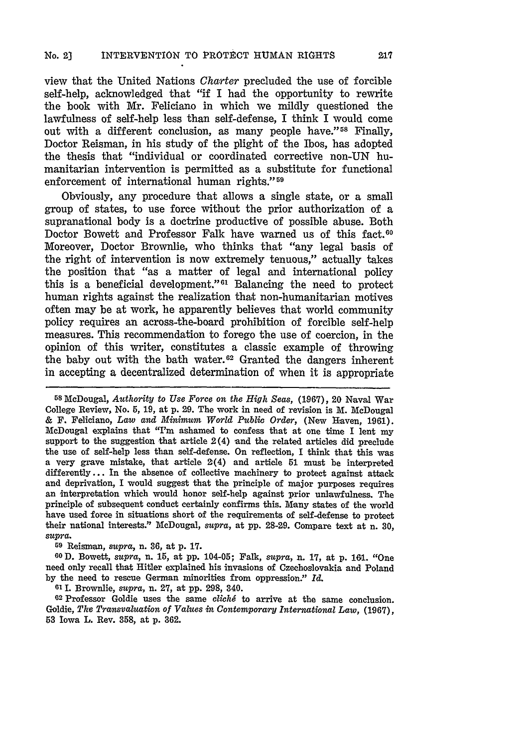view that the United Nations *Charter* precluded the use of forcible self-help, acknowledged that "if I had the opportunity to rewrite the book with Mr. Feliciano in which we mildly questioned the lawfulness of self-help less than self-defense, I think I would come out with a different conclusion, as many people have."[58] Finally, Doctor Reisman, in his study of the plight of the Ibos, has adopted the thesis that "individual or coordinated corrective non-UN humanitarian intervention is permitted as a substitute for functional enforcement of international human rights."[59]

Obviously, any procedure that allows a single state, or a small group of states, to use force without the prior authorization of a supranational body is a doctrine productive of possible abuse. Both Doctor Bowett and Professor Falk have warned us of this fact.[60] Moreover, Doctor Brownlie, who thinks that "any legal basis of the right of intervention is now extremely tenuous," actually takes the position that "as a matter of legal and international policy this is a beneficial development."[61] Balancing the need to protect human rights against the realization that non-humanitarian motives often may be at work, he apparently believes that world community policy requires an across-the-board prohibition of forcible self-help measures. This recommendation to forego the use of coercion, in the opinion of this writer, constitutes a classic example of throwing the baby out with the bath water.[62] Granted the dangers inherent in accepting a decentralized determination of when it is appropriate

---

[58] McDougal, *Authority to Use Force on the High Seas*, (1967), 20 Naval War College Review, No. 5, 19, at p. 29. The work in need of revision is M. McDougal & F. Feliciano, *Law and Minimum World Public Order*, (New Haven, 1961). McDougal explains that "I'm ashamed to confess that at one time I lent my support to the suggestion that article 2(4) and the related articles did preclude the use of self-help less than self-defense. On reflection, I think that this was a very grave mistake, that article 2(4) and article 51 must be interpreted differently... In the absence of collective machinery to protect against attack and deprivation, I would suggest that the principle of major purposes requires an interpretation which would honor self-help against prior unlawfulness. The principle of subsequent conduct certainly confirms this. Many states of the world have used force in situations short of the requirements of self-defense to protect their national interests." McDougal, *supra*, at pp. 28-29. Compare text at n. 30, *supra*.

[59] Reisman, *supra*, n. 36, at p. 17.

[60] D. Bowett, *supra*, n. 15, at pp. 104-05; Falk, *supra*, n. 17, at p. 161. "One need only recall that Hitler explained his invasions of Czechoslovakia and Poland by the need to rescue German minorities from oppression." *Id.*

[61] I. Brownlie, *supra*, n. 27, at pp. 298, 340.

[62] Professor Goldie uses the same *cliché* to arrive at the same conclusion. Goldie, *The Transvaluation of Values in Contemporary International Law*, (1967), 53 Iowa L. Rev. 358, at p. 362.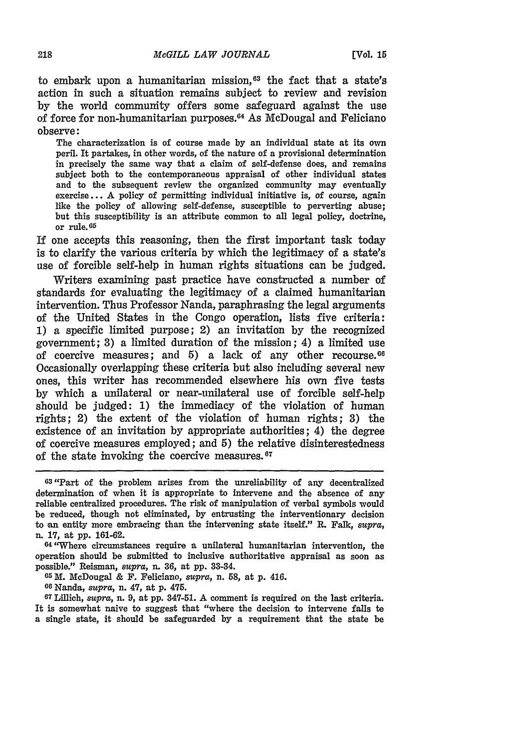to embark upon a humanitarian mission,[63] the fact that a state's action in such a situation remains subject to review and revision by the world community offers some safeguard against the use of force for non-humanitarian purposes.[64] As McDougal and Feliciano observe:

> The characterization is of course made by an individual state at its own peril. It partakes, in other words, of the nature of a provisional determination in precisely the same way that a claim of self-defense does, and remains subject both to the contemporaneous appraisal of other individual states and to the subsequent review the organized community may eventually exercise... A policy of permitting individual initiative is, of course, again like the policy of allowing self-defense, susceptible to perverting abuse; but this susceptibility is an attribute common to all legal policy, doctrine, or rule.[65]

If one accepts this reasoning, then the first important task today is to clarify the various criteria by which the legitimacy of a state's use of forcible self-help in human rights situations can be judged.

Writers examining past practice have constructed a number of standards for evaluating the legitimacy of a claimed humanitarian intervention. Thus Professor Nanda, paraphrasing the legal arguments of the United States in the Congo operation, lists five criteria: 1) a specific limited purpose; 2) an invitation by the recognized government; 3) a limited duration of the mission; 4) a limited use of coercive measures; and 5) a lack of any other recourse.[66] Occasionally overlapping these criteria but also including several new ones, this writer has recommended elsewhere his own five tests by which a unilateral or near-unilateral use of forcible self-help should be judged: 1) the immediacy of the violation of human rights; 2) the extent of the violation of human rights; 3) the existence of an invitation by appropriate authorities; 4) the degree of coercive measures employed; and 5) the relative disinterestedness of the state invoking the coercive measures.[67]

---

[63] "Part of the problem arises from the unreliability of any decentralized determination of when it is appropriate to intervene and the absence of any reliable centralized procedures. The risk of manipulation of verbal symbols would be reduced, though not eliminated, by entrusting the interventionary decision to an entity more embracing than the intervening state itself." R. Falk, *supra*, n. 17, at pp. 161-62.

[64] "Where circumstances require a unilateral humanitarian intervention, the operation should be submitted to inclusive authoritative appraisal as soon as possible." Reisman, *supra*, n. 36, at pp. 33-34.

[65] M. McDougal & F. Feliciano, *supra*, n. 58, at p. 416.

[66] Nanda, *supra*, n. 47, at p. 475.

[67] Lillich, *supra*, n. 9, at pp. 347-51. A comment is required on the last criteria. It is somewhat naive to suggest that "where the decision to intervene falls te a single state, it should be safeguarded by a requirement that the state be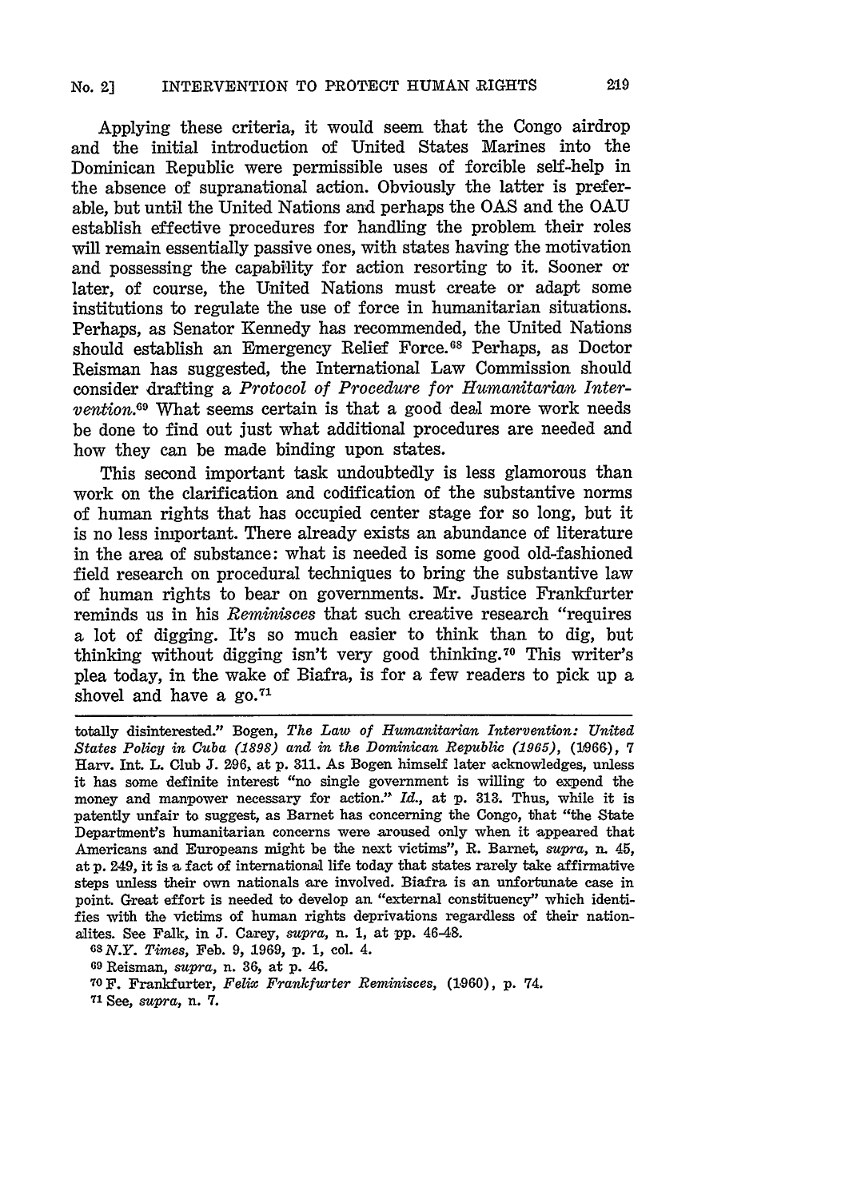Applying these criteria, it would seem that the Congo airdrop and the initial introduction of United States Marines into the Dominican Republic were permissible uses of forcible self-help in the absence of supranational action. Obviously the latter is preferable, but until the United Nations and perhaps the OAS and the OAU establish effective procedures for handling the problem their roles will remain essentially passive ones, with states having the motivation and possessing the capability for action resorting to it. Sooner or later, of course, the United Nations must create or adapt some institutions to regulate the use of force in humanitarian situations. Perhaps, as Senator Kennedy has recommended, the United Nations should establish an Emergency Relief Force.[68] Perhaps, as Doctor Reisman has suggested, the International Law Commission should consider drafting a *Protocol of Procedure for Humanitarian Intervention*.[69] What seems certain is that a good deal more work needs be done to find out just what additional procedures are needed and how they can be made binding upon states.

This second important task undoubtedly is less glamorous than work on the clarification and codification of the substantive norms of human rights that has occupied center stage for so long, but it is no less important. There already exists an abundance of literature in the area of substance: what is needed is some good old-fashioned field research on procedural techniques to bring the substantive law of human rights to bear on governments. Mr. Justice Frankfurter reminds us in his *Reminisces* that such creative research "requires a lot of digging. It's so much easier to think than to dig, but thinking without digging isn't very good thinking.[70] This writer's plea today, in the wake of Biafra, is for a few readers to pick up a shovel and have a go.[71]

---

totally disinterested." Bogen, *The Law of Humanitarian Intervention: United States Policy in Cuba (1898) and in the Dominican Republic (1965)*, (1966), 7 Harv. Int. L. Club J. 296, at p. 311. As Bogen himself later acknowledges, unless it has some definite interest "no single government is willing to expend the money and manpower necessary for action." *Id.*, at p. 313. Thus, while it is patently unfair to suggest, as Barnet has concerning the Congo, that "the State Department's humanitarian concerns were aroused only when it appeared that Americans and Europeans might be the next victims", R. Barnet, *supra*, n. 45, at p. 249, it is a fact of international life today that states rarely take affirmative steps unless their own nationals are involved. Biafra is an unfortunate case in point. Great effort is needed to develop an "external constituency" which identifies with the victims of human rights deprivations regardless of their nationalites. See Falk, in J. Carey, *supra*, n. 1, at pp. 46-48.

[68] *N.Y. Times*, Feb. 9, 1969, p. 1, col. 4.

[69] Reisman, *supra*, n. 36, at p. 46.

[70] F. Frankfurter, *Felix Frankfurter Reminisces*, (1960), p. 74.

[71] See, *supra*, n. 7.